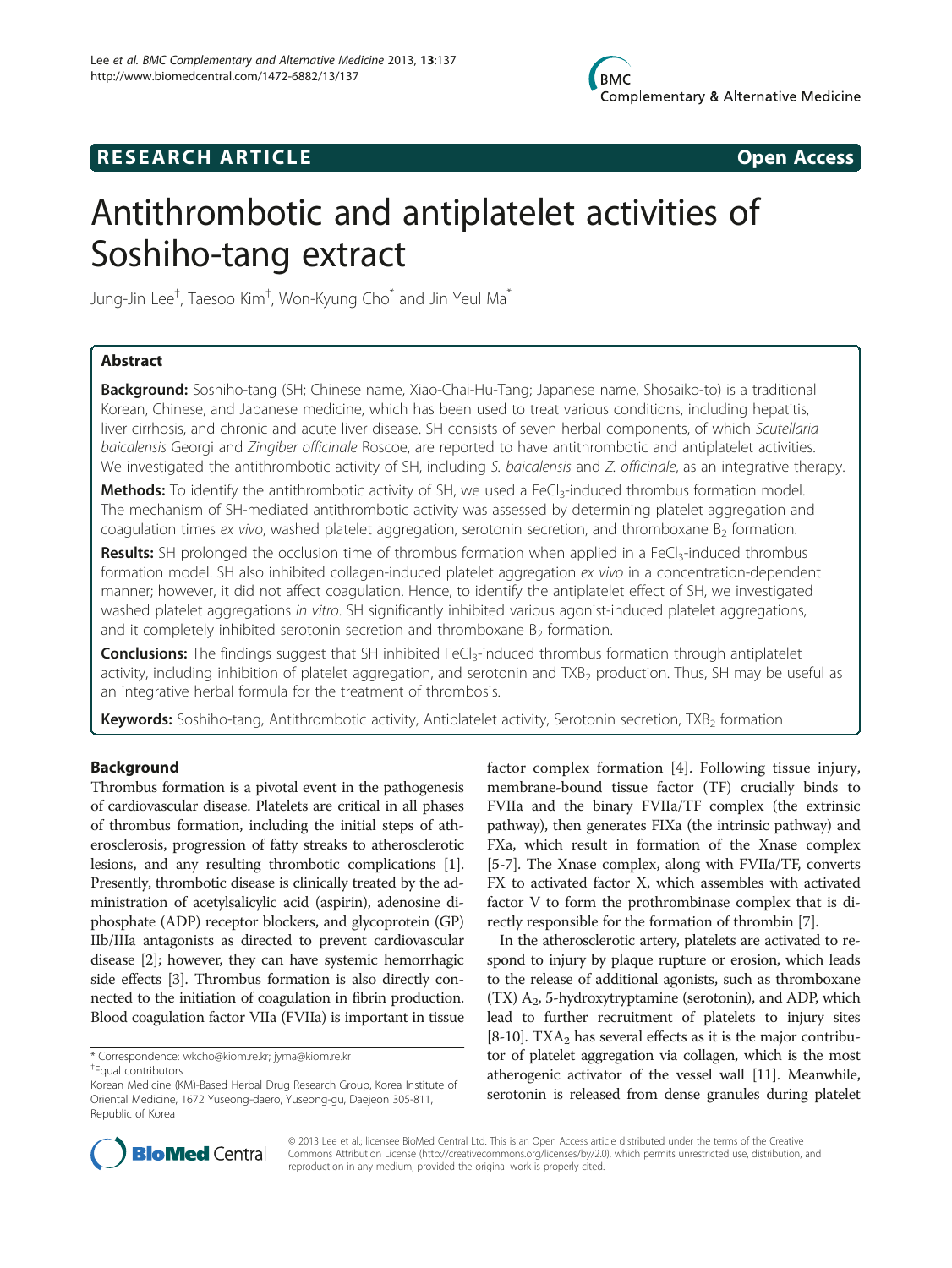## RESEARCH ARTICLE

**Open Access**

# Antithrombotic and antiplatelet activities of Soshiho-tang extract

Jung-Jin Lee[†], Taesoo Kim[†], Won-Kyung Cho[*] and Jin Yeul Ma[*]

## Abstract

**Background:** Soshiho-tang (SH; Chinese name, Xiao-Chai-Hu-Tang; Japanese name, Shosaiko-to) is a traditional Korean, Chinese, and Japanese medicine, which has been used to treat various conditions, including hepatitis, liver cirrhosis, and chronic and acute liver disease. SH consists of seven herbal components, of which *Scutellaria baicalensis* Georgi and *Zingiber officinale* Roscoe, are reported to have antithrombotic and antiplatelet activities. We investigated the antithrombotic activity of SH, including *S. baicalensis* and *Z. officinale*, as an integrative therapy.

**Methods:** To identify the antithrombotic activity of SH, we used a $FeCl_3$-induced thrombus formation model. The mechanism of SH-mediated antithrombotic activity was assessed by determining platelet aggregation and coagulation times *ex vivo*, washed platelet aggregation, serotonin secretion, and thromboxane $B_2$ formation.

**Results:** SH prolonged the occlusion time of thrombus formation when applied in a $FeCl_3$-induced thrombus formation model. SH also inhibited collagen-induced platelet aggregation *ex vivo* in a concentration-dependent manner; however, it did not affect coagulation. Hence, to identify the antiplatelet effect of SH, we investigated washed platelet aggregations *in vitro*. SH significantly inhibited various agonist-induced platelet aggregations, and it completely inhibited serotonin secretion and thromboxane $B_2$ formation.

**Conclusions:** The findings suggest that SH inhibited $FeCl_3$-induced thrombus formation through antiplatelet activity, including inhibition of platelet aggregation, and serotonin and $TXB_2$ production. Thus, SH may be useful as an integrative herbal formula for the treatment of thrombosis.

**Keywords:** Soshiho-tang, Antithrombotic activity, Antiplatelet activity, Serotonin secretion, $TXB_2$ formation

## Background

Thrombus formation is a pivotal event in the pathogenesis of cardiovascular disease. Platelets are critical in all phases of thrombus formation, including the initial steps of atherosclerosis, progression of fatty streaks to atherosclerotic lesions, and any resulting thrombotic complications [1]. Presently, thrombotic disease is clinically treated by the administration of acetylsalicylic acid (aspirin), adenosine diphosphate (ADP) receptor blockers, and glycoprotein (GP) IIb/IIIa antagonists as directed to prevent cardiovascular disease [2]; however, they can have systemic hemorrhagic side effects [3]. Thrombus formation is also directly connected to the initiation of coagulation in fibrin production. Blood coagulation factor VIIa (FVIIa) is important in tissue factor complex formation [4]. Following tissue injury, membrane-bound tissue factor (TF) crucially binds to FVIIa and the binary FVIIa/TF complex (the extrinsic pathway), then generates FIXa (the intrinsic pathway) and FXa, which result in formation of the Xnase complex [5-7]. The Xnase complex, along with FVIIa/TF, converts FX to activated factor X, which assembles with activated factor V to form the prothrombinase complex that is directly responsible for the formation of thrombin [7].

In the atherosclerotic artery, platelets are activated to respond to injury by plaque rupture or erosion, which leads to the release of additional agonists, such as thromboxane (TX) $A_2$, 5-hydroxytryptamine (serotonin), and ADP, which lead to further recruitment of platelets to injury sites [8-10]. $TXA_2$ has several effects as it is the major contributor of platelet aggregation via collagen, which is the most atherogenic activator of the vessel wall [11]. Meanwhile, serotonin is released from dense granules during platelet

\* Correspondence: wkcho@kiom.re.kr; jyma@kiom.re.kr
†Equal contributors
Korean Medicine (KM)-Based Herbal Drug Research Group, Korea Institute of Oriental Medicine, 1672 Yuseong-daero, Yuseong-gu, Daejeon 305-811, Republic of Korea

© 2013 Lee et al.; licensee BioMed Central Ltd. This is an Open Access article distributed under the terms of the Creative Commons Attribution License (http://creativecommons.org/licenses/by/2.0), which permits unrestricted use, distribution, and reproduction in any medium, provided the original work is properly cited.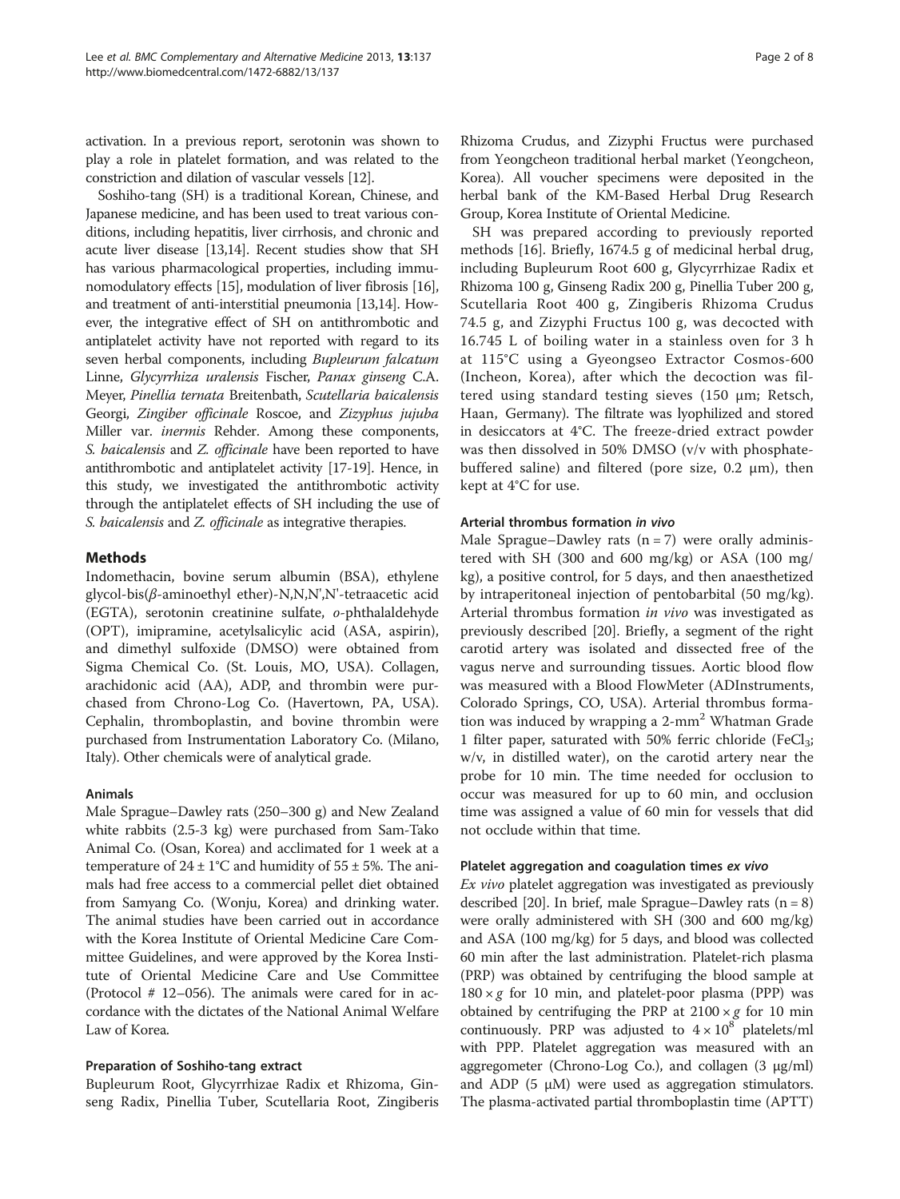activation. In a previous report, serotonin was shown to play a role in platelet formation, and was related to the constriction and dilation of vascular vessels [12].

Soshiho-tang (SH) is a traditional Korean, Chinese, and Japanese medicine, and has been used to treat various conditions, including hepatitis, liver cirrhosis, and chronic and acute liver disease [13,14]. Recent studies show that SH has various pharmacological properties, including immunomodulatory effects [15], modulation of liver fibrosis [16], and treatment of anti-interstitial pneumonia [13,14]. However, the integrative effect of SH on antithrombotic and antiplatelet activity have not reported with regard to its seven herbal components, including *Bupleurum falcatum* Linne, *Glycyrrhiza uralensis* Fischer, *Panax ginseng* C.A. Meyer, *Pinellia ternata* Breitenbath, *Scutellaria baicalensis* Georgi, *Zingiber officinale* Roscoe, and *Zizyphus jujuba* Miller var. *inermis* Rehder. Among these components, *S. baicalensis* and *Z. officinale* have been reported to have antithrombotic and antiplatelet activity [17-19]. Hence, in this study, we investigated the antithrombotic activity through the antiplatelet effects of SH including the use of *S. baicalensis* and *Z. officinale* as integrative therapies.

## Methods

Indomethacin, bovine serum albumin (BSA), ethylene glycol-bis($\beta$-aminoethyl ether)-N,N,N',N'-tetraacetic acid (EGTA), serotonin creatinine sulfate, *o*-phthalaldehyde (OPT), imipramine, acetylsalicylic acid (ASA, aspirin), and dimethyl sulfoxide (DMSO) were obtained from Sigma Chemical Co. (St. Louis, MO, USA). Collagen, arachidonic acid (AA), ADP, and thrombin were purchased from Chrono-Log Co. (Havertown, PA, USA). Cephalin, thromboplastin, and bovine thrombin were purchased from Instrumentation Laboratory Co. (Milano, Italy). Other chemicals were of analytical grade.

### Animals

Male Sprague–Dawley rats (250–300 g) and New Zealand white rabbits (2.5-3 kg) were purchased from Sam-Tako Animal Co. (Osan, Korea) and acclimated for 1 week at a temperature of 24 ± 1°C and humidity of 55 ± 5%. The animals had free access to a commercial pellet diet obtained from Samyang Co. (Wonju, Korea) and drinking water. The animal studies have been carried out in accordance with the Korea Institute of Oriental Medicine Care Committee Guidelines, and were approved by the Korea Institute of Oriental Medicine Care and Use Committee (Protocol # 12–056). The animals were cared for in accordance with the dictates of the National Animal Welfare Law of Korea.

### Preparation of Soshiho-tang extract

Bupleurum Root, Glycyrrhizae Radix et Rhizoma, Ginseng Radix, Pinellia Tuber, Scutellaria Root, Zingiberis Rhizoma Crudus, and Zizyphi Fructus were purchased from Yeongcheon traditional herbal market (Yeongcheon, Korea). All voucher specimens were deposited in the herbal bank of the KM-Based Herbal Drug Research Group, Korea Institute of Oriental Medicine.

SH was prepared according to previously reported methods [16]. Briefly, 1674.5 g of medicinal herbal drug, including Bupleurum Root 600 g, Glycyrrhizae Radix et Rhizoma 100 g, Ginseng Radix 200 g, Pinellia Tuber 200 g, Scutellaria Root 400 g, Zingiberis Rhizoma Crudus 74.5 g, and Zizyphi Fructus 100 g, was decocted with 16.745 L of boiling water in a stainless oven for 3 h at 115°C using a Gyeongseo Extractor Cosmos-600 (Incheon, Korea), after which the decoction was filtered using standard testing sieves (150 μm; Retsch, Haan, Germany). The filtrate was lyophilized and stored in desiccators at 4°C. The freeze-dried extract powder was then dissolved in 50% DMSO (v/v with phosphate-buffered saline) and filtered (pore size, 0.2 μm), then kept at 4°C for use.

### Arterial thrombus formation *in vivo*

Male Sprague–Dawley rats (n = 7) were orally administered with SH (300 and 600 mg/kg) or ASA (100 mg/kg), a positive control, for 5 days, and then anaesthetized by intraperitoneal injection of pentobarbital (50 mg/kg). Arterial thrombus formation *in vivo* was investigated as previously described [20]. Briefly, a segment of the right carotid artery was isolated and dissected free of the vagus nerve and surrounding tissues. Aortic blood flow was measured with a Blood FlowMeter (ADInstruments, Colorado Springs, CO, USA). Arterial thrombus formation was induced by wrapping a 2-mm$^2$ Whatman Grade 1 filter paper, saturated with 50% ferric chloride ($FeCl_3$; w/v, in distilled water), on the carotid artery near the probe for 10 min. The time needed for occlusion to occur was measured for up to 60 min, and occlusion time was assigned a value of 60 min for vessels that did not occlude within that time.

### Platelet aggregation and coagulation times *ex vivo*

*Ex vivo* platelet aggregation was investigated as previously described [20]. In brief, male Sprague–Dawley rats (n = 8) were orally administered with SH (300 and 600 mg/kg) and ASA (100 mg/kg) for 5 days, and blood was collected 60 min after the last administration. Platelet-rich plasma (PRP) was obtained by centrifuging the blood sample at $180 \times g$ for 10 min, and platelet-poor plasma (PPP) was obtained by centrifuging the PRP at $2100 \times g$ for 10 min continuously. PRP was adjusted to $4 \times 10^8$ platelets/ml with PPP. Platelet aggregation was measured with an aggregometer (Chrono-Log Co.), and collagen (3 μg/ml) and ADP (5 μM) were used as aggregation stimulators. The plasma-activated partial thromboplastin time (APTT)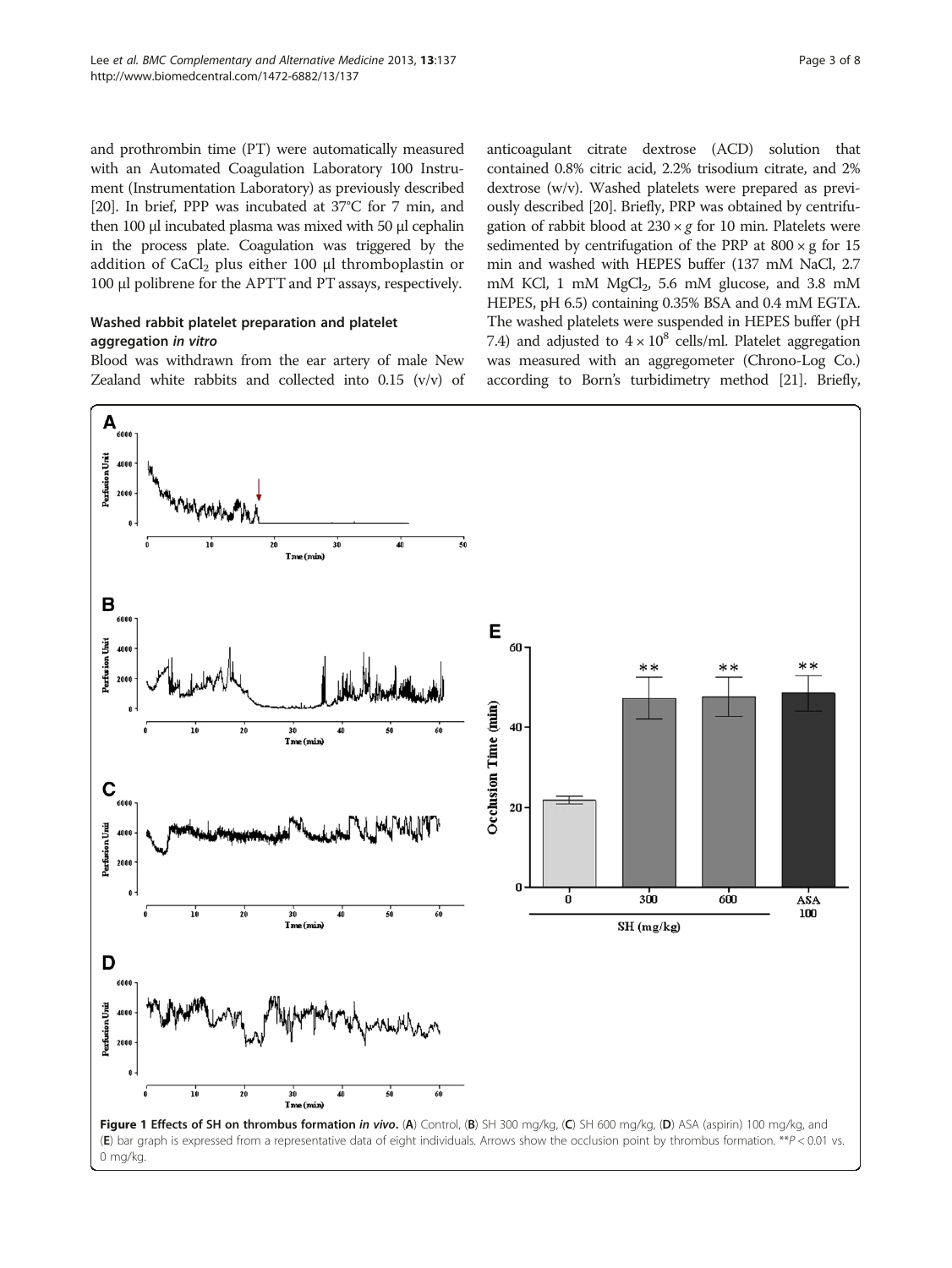and prothrombin time (PT) were automatically measured with an Automated Coagulation Laboratory 100 Instrument (Instrumentation Laboratory) as previously described [20]. In brief, PPP was incubated at 37°C for 7 min, and then 100 μl incubated plasma was mixed with 50 μl cephalin in the process plate. Coagulation was triggered by the addition of $CaCl_2$ plus either 100 μl thromboplastin or 100 μl polibrene for the APTT and PT assays, respectively.

### Washed rabbit platelet preparation and platelet aggregation *in vitro*

Blood was withdrawn from the ear artery of male New Zealand white rabbits and collected into 0.15 (v/v) of anticoagulant citrate dextrose (ACD) solution that contained 0.8% citric acid, 2.2% trisodium citrate, and 2% dextrose (w/v). Washed platelets were prepared as previously described [20]. Briefly, PRP was obtained by centrifugation of rabbit blood at $230 \times g$ for 10 min. Platelets were sedimented by centrifugation of the PRP at $800 \times g$ for 15 min and washed with HEPES buffer (137 mM NaCl, 2.7 mM KCl, 1 mM $MgCl_2$, 5.6 mM glucose, and 3.8 mM HEPES, pH 6.5) containing 0.35% BSA and 0.4 mM EGTA. The washed platelets were suspended in HEPES buffer (pH 7.4) and adjusted to $4 \times 10^8$ cells/ml. Platelet aggregation was measured with an aggregometer (Chrono-Log Co.) according to Born's turbidimetry method [21]. Briefly,

**Figure 1 Effects of SH on thrombus formation *in vivo*.** (**A**) Control, (**B**) SH 300 mg/kg, (**C**) SH 600 mg/kg, (**D**) ASA (aspirin) 100 mg/kg, and (**E**) bar graph is expressed from a representative data of eight individuals. Arrows show the occlusion point by thrombus formation. **$P < 0.01$ vs. 0 mg/kg.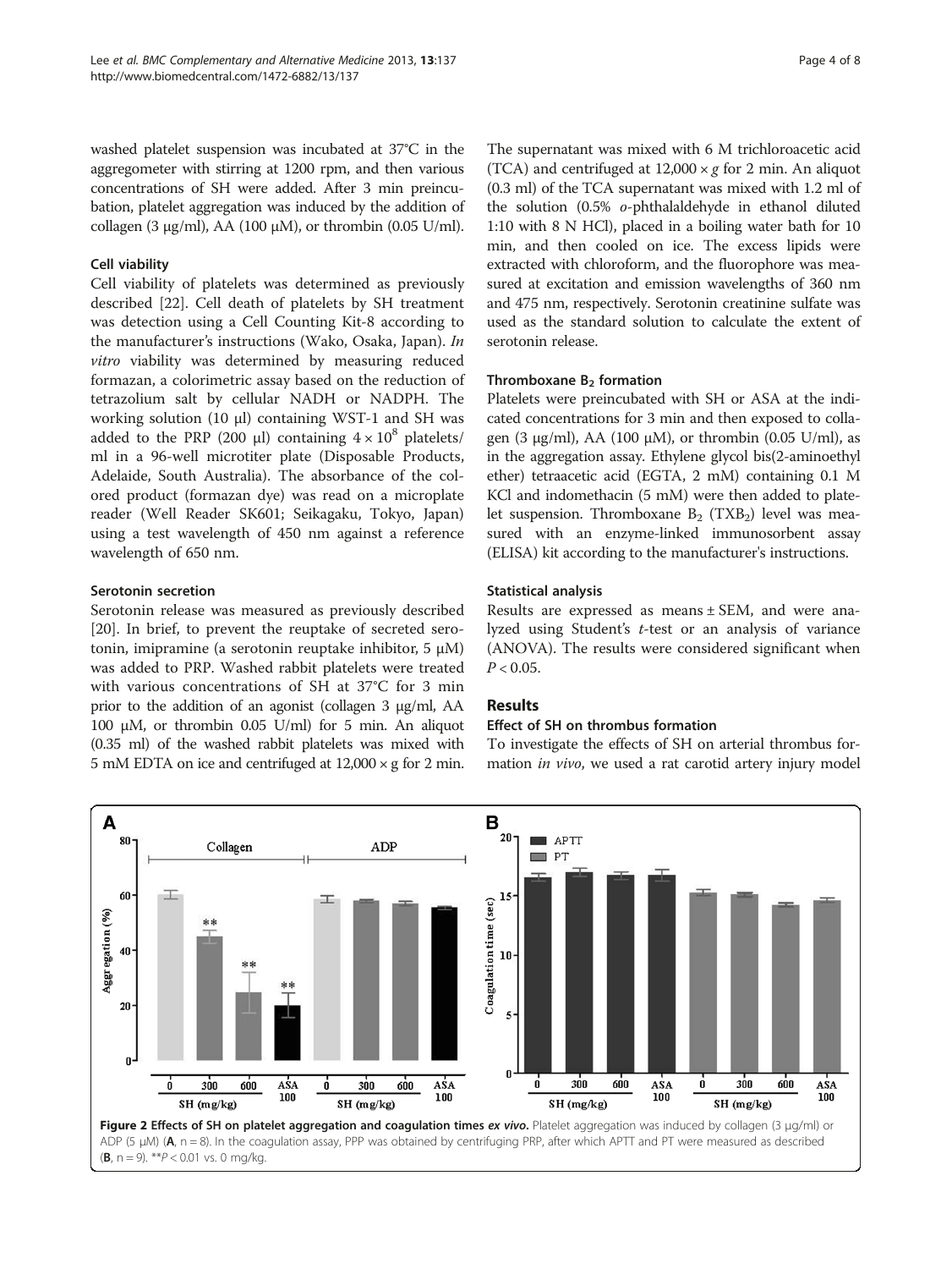washed platelet suspension was incubated at 37°C in the aggregometer with stirring at 1200 rpm, and then various concentrations of SH were added. After 3 min preincubation, platelet aggregation was induced by the addition of collagen (3 μg/ml), AA (100 μM), or thrombin (0.05 U/ml).

### Cell viability

Cell viability of platelets was determined as previously described [22]. Cell death of platelets by SH treatment was detection using a Cell Counting Kit-8 according to the manufacturer's instructions (Wako, Osaka, Japan). *In vitro* viability was determined by measuring reduced formazan, a colorimetric assay based on the reduction of tetrazolium salt by cellular NADH or NADPH. The working solution (10 μl) containing WST-1 and SH was added to the PRP (200 μl) containing $4 \times 10^8$ platelets/ml in a 96-well microtiter plate (Disposable Products, Adelaide, South Australia). The absorbance of the colored product (formazan dye) was read on a microplate reader (Well Reader SK601; Seikagaku, Tokyo, Japan) using a test wavelength of 450 nm against a reference wavelength of 650 nm.

### Serotonin secretion

Serotonin release was measured as previously described [20]. In brief, to prevent the reuptake of secreted serotonin, imipramine (a serotonin reuptake inhibitor, 5 μM) was added to PRP. Washed rabbit platelets were treated with various concentrations of SH at 37°C for 3 min prior to the addition of an agonist (collagen 3 μg/ml, AA 100 μM, or thrombin 0.05 U/ml) for 5 min. An aliquot (0.35 ml) of the washed rabbit platelets was mixed with 5 mM EDTA on ice and centrifuged at 12,000 × g for 2 min. The supernatant was mixed with 6 M trichloroacetic acid (TCA) and centrifuged at 12,000 × *g* for 2 min. An aliquot (0.3 ml) of the TCA supernatant was mixed with 1.2 ml of the solution (0.5% *o*-phthalaldehyde in ethanol diluted 1:10 with 8 N HCl), placed in a boiling water bath for 10 min, and then cooled on ice. The excess lipids were extracted with chloroform, and the fluorophore was measured at excitation and emission wavelengths of 360 nm and 475 nm, respectively. Serotonin creatinine sulfate was used as the standard solution to calculate the extent of serotonin release.

### Thromboxane $B_2$ formation

Platelets were preincubated with SH or ASA at the indicated concentrations for 3 min and then exposed to collagen (3 μg/ml), AA (100 μM), or thrombin (0.05 U/ml), as in the aggregation assay. Ethylene glycol bis(2-aminoethyl ether) tetraacetic acid (EGTA, 2 mM) containing 0.1 M KCl and indomethacin (5 mM) were then added to platelet suspension. Thromboxane $B_2$ ($TXB_2$) level was measured with an enzyme-linked immunosorbent assay (ELISA) kit according to the manufacturer's instructions.

### Statistical analysis

Results are expressed as means ± SEM, and were analyzed using Student's *t*-test or an analysis of variance (ANOVA). The results were considered significant when $P < 0.05$.

## Results

### Effect of SH on thrombus formation

To investigate the effects of SH on arterial thrombus formation *in vivo*, we used a rat carotid artery injury model

**Figure 2 Effects of SH on platelet aggregation and coagulation times *ex vivo*.** Platelet aggregation was induced by collagen (3 μg/ml) or ADP (5 μM) (**A**, n = 8). In the coagulation assay, PPP was obtained by centrifuging PRP, after which APTT and PT were measured as described (**B**, n = 9). $^{**}P < 0.01$ vs. 0 mg/kg.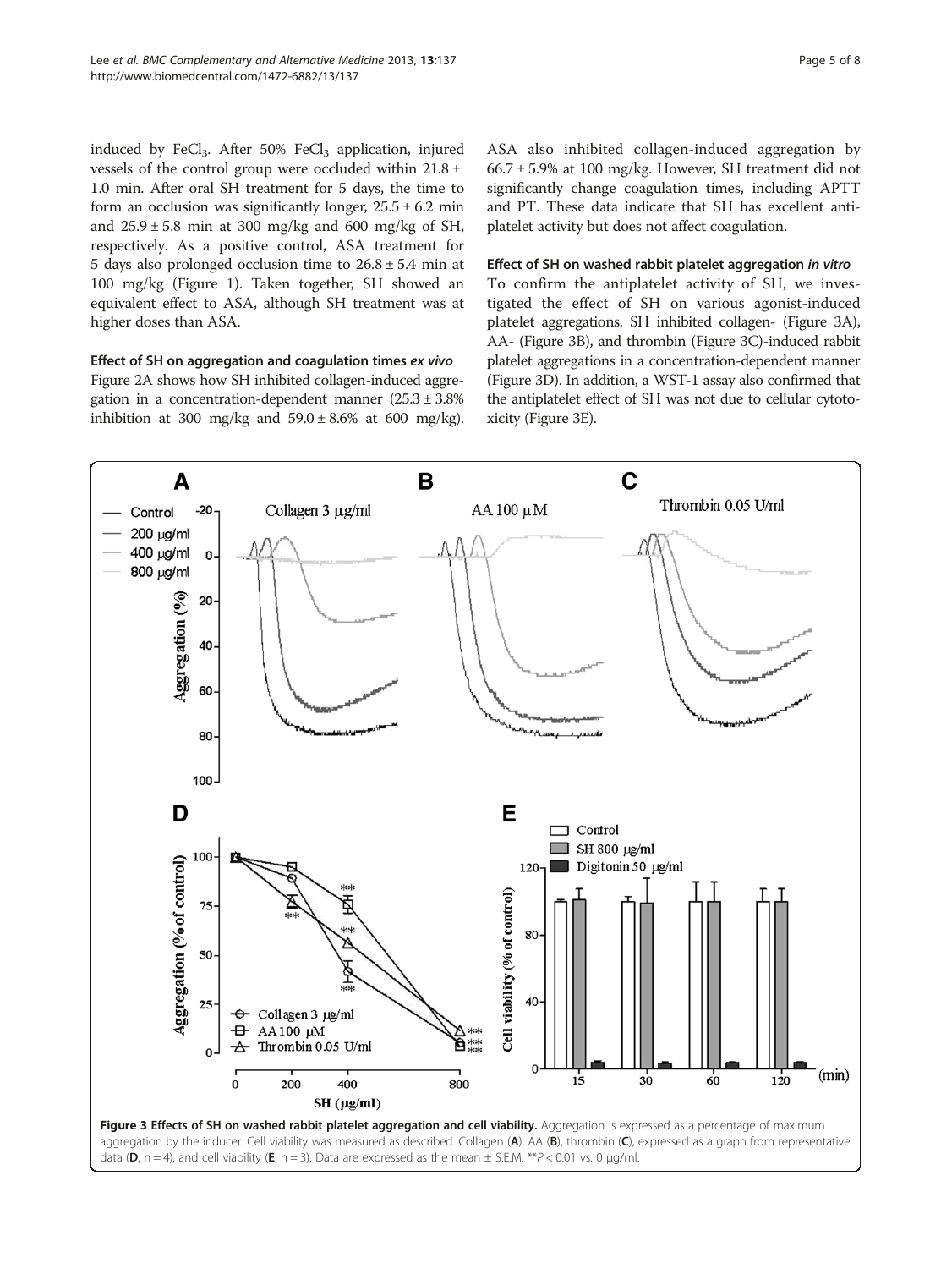induced by $FeCl_3$. After 50% $FeCl_3$ application, injured vessels of the control group were occluded within 21.8 ± 1.0 min. After oral SH treatment for 5 days, the time to form an occlusion was significantly longer, 25.5 ± 6.2 min and 25.9 ± 5.8 min at 300 mg/kg and 600 mg/kg of SH, respectively. As a positive control, ASA treatment for 5 days also prolonged occlusion time to 26.8 ± 5.4 min at 100 mg/kg (Figure 1). Taken together, SH showed an equivalent effect to ASA, although SH treatment was at higher doses than ASA.

### Effect of SH on aggregation and coagulation times *ex vivo*

Figure 2A shows how SH inhibited collagen-induced aggregation in a concentration-dependent manner (25.3 ± 3.8% inhibition at 300 mg/kg and 59.0 ± 8.6% at 600 mg/kg). ASA also inhibited collagen-induced aggregation by 66.7 ± 5.9% at 100 mg/kg. However, SH treatment did not significantly change coagulation times, including APTT and PT. These data indicate that SH has excellent antiplatelet activity but does not affect coagulation.

### Effect of SH on washed rabbit platelet aggregation *in vitro*

To confirm the antiplatelet activity of SH, we investigated the effect of SH on various agonist-induced platelet aggregations. SH inhibited collagen- (Figure 3A), AA- (Figure 3B), and thrombin (Figure 3C)-induced rabbit platelet aggregations in a concentration-dependent manner (Figure 3D). In addition, a WST-1 assay also confirmed that the antiplatelet effect of SH was not due to cellular cytotoxicity (Figure 3E).

**Figure 3 Effects of SH on washed rabbit platelet aggregation and cell viability.** Aggregation is expressed as a percentage of maximum aggregation by the inducer. Cell viability was measured as described. Collagen (**A**), AA (**B**), thrombin (**C**), expressed as a graph from representative data (**D**, n = 4), and cell viability (**E**, n = 3). Data are expressed as the mean ± S.E.M. $^{**}P < 0.01$ vs. 0 μg/ml.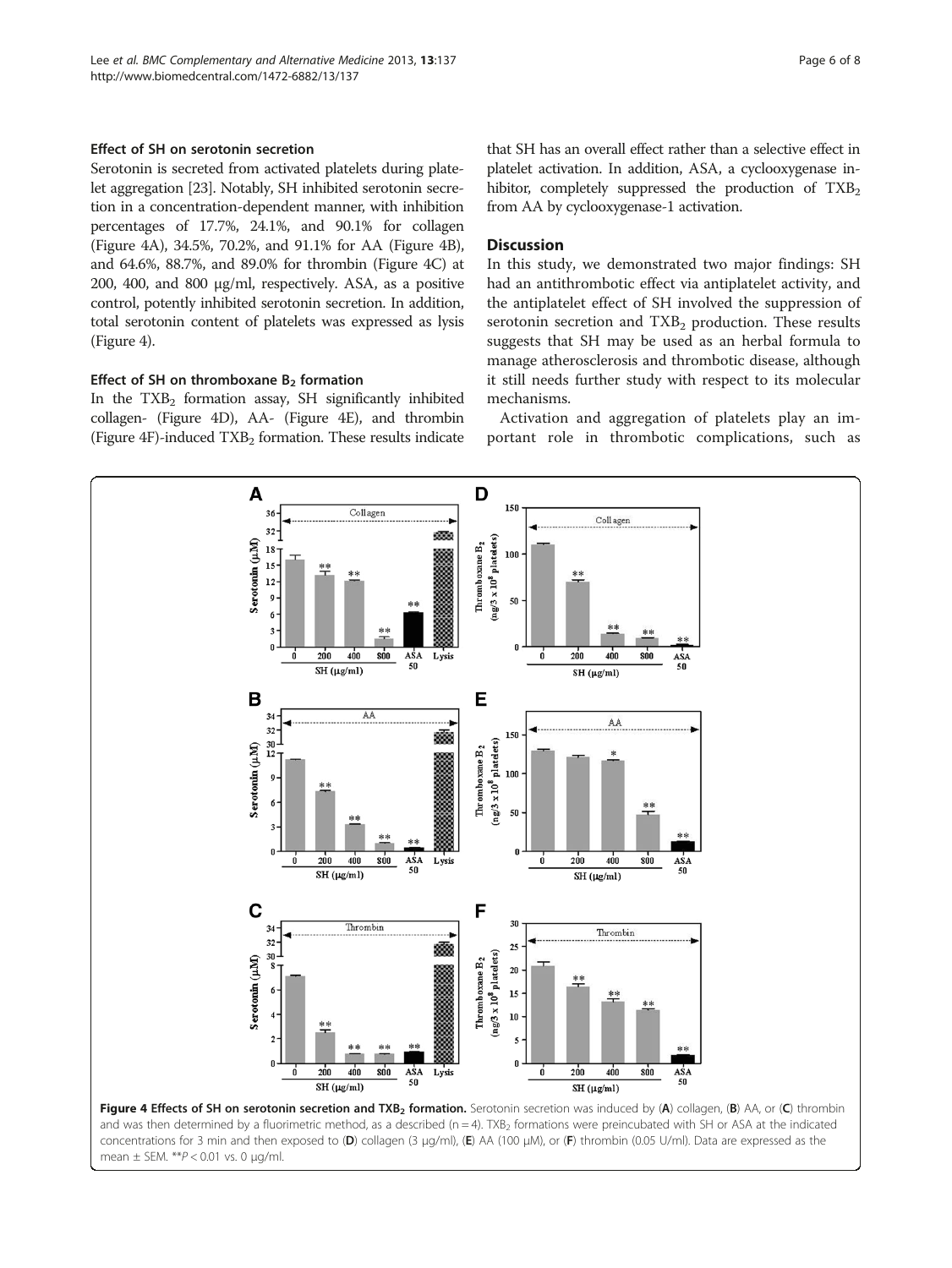### Effect of SH on serotonin secretion

Serotonin is secreted from activated platelets during platelet aggregation [23]. Notably, SH inhibited serotonin secretion in a concentration-dependent manner, with inhibition percentages of 17.7%, 24.1%, and 90.1% for collagen (Figure 4A), 34.5%, 70.2%, and 91.1% for AA (Figure 4B), and 64.6%, 88.7%, and 89.0% for thrombin (Figure 4C) at 200, 400, and 800 μg/ml, respectively. ASA, as a positive control, potently inhibited serotonin secretion. In addition, total serotonin content of platelets was expressed as lysis (Figure 4).

### Effect of SH on thromboxane $B_2$ formation

In the $TXB_2$ formation assay, SH significantly inhibited collagen- (Figure 4D), AA- (Figure 4E), and thrombin (Figure 4F)-induced $TXB_2$ formation. These results indicate that SH has an overall effect rather than a selective effect in platelet activation. In addition, ASA, a cyclooxygenase inhibitor, completely suppressed the production of $TXB_2$ from AA by cyclooxygenase-1 activation.

## Discussion

In this study, we demonstrated two major findings: SH had an antithrombotic effect via antiplatelet activity, and the antiplatelet effect of SH involved the suppression of serotonin secretion and $TXB_2$ production. These results suggests that SH may be used as an herbal formula to manage atherosclerosis and thrombotic disease, although it still needs further study with respect to its molecular mechanisms.

Activation and aggregation of platelets play an important role in thrombotic complications, such as

**Figure 4 Effects of SH on serotonin secretion and $TXB_2$ formation.** Serotonin secretion was induced by (**A**) collagen, (**B**) AA, or (**C**) thrombin and was then determined by a fluorimetric method, as a described (n = 4). $TXB_2$ formations were preincubated with SH or ASA at the indicated concentrations for 3 min and then exposed to (**D**) collagen (3 μg/ml), (**E**) AA (100 μM), or (**F**) thrombin (0.05 U/ml). Data are expressed as the mean ± SEM. **$P < 0.01$ vs. 0 μg/ml.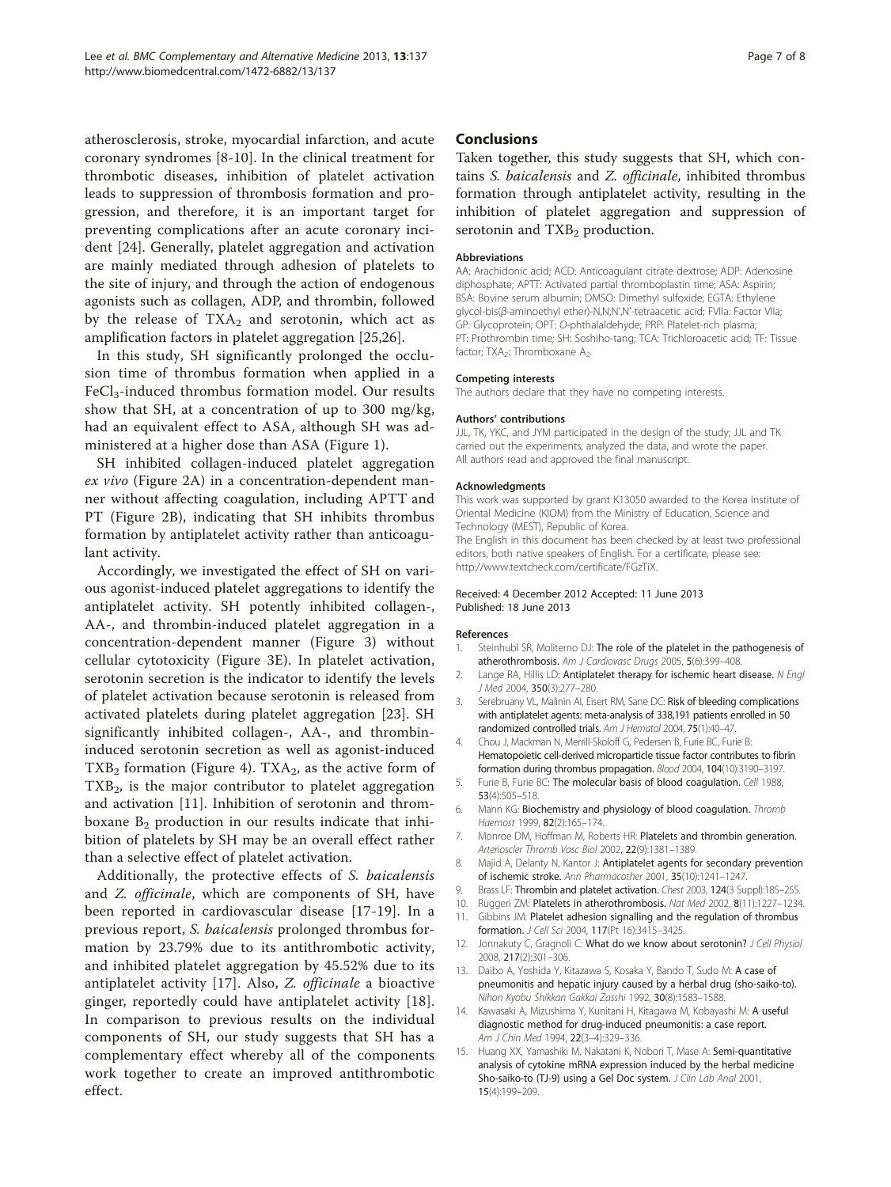atherosclerosis, stroke, myocardial infarction, and acute coronary syndromes [8-10]. In the clinical treatment for thrombotic diseases, inhibition of platelet activation leads to suppression of thrombosis formation and progression, and therefore, it is an important target for preventing complications after an acute coronary incident [24]. Generally, platelet aggregation and activation are mainly mediated through adhesion of platelets to the site of injury, and through the action of endogenous agonists such as collagen, ADP, and thrombin, followed by the release of $TXA_2$ and serotonin, which act as amplification factors in platelet aggregation [25,26].

In this study, SH significantly prolonged the occlusion time of thrombus formation when applied in a $FeCl_3$-induced thrombus formation model. Our results show that SH, at a concentration of up to 300 mg/kg, had an equivalent effect to ASA, although SH was administered at a higher dose than ASA (Figure 1).

SH inhibited collagen-induced platelet aggregation *ex vivo* (Figure 2A) in a concentration-dependent manner without affecting coagulation, including APTT and PT (Figure 2B), indicating that SH inhibits thrombus formation by antiplatelet activity rather than anticoagulant activity.

Accordingly, we investigated the effect of SH on various agonist-induced platelet aggregations to identify the antiplatelet activity. SH potently inhibited collagen-, AA-, and thrombin-induced platelet aggregation in a concentration-dependent manner (Figure 3) without cellular cytotoxicity (Figure 3E). In platelet activation, serotonin secretion is the indicator to identify the levels of platelet activation because serotonin is released from activated platelets during platelet aggregation [23]. SH significantly inhibited collagen-, AA-, and thrombin-induced serotonin secretion as well as agonist-induced $TXB_2$ formation (Figure 4). $TXA_2$, as the active form of $TXB_2$, is the major contributor to platelet aggregation and activation [11]. Inhibition of serotonin and thromboxane $B_2$ production in our results indicate that inhibition of platelets by SH may be an overall effect rather than a selective effect of platelet activation.

Additionally, the protective effects of *S. baicalensis* and *Z. officinale*, which are components of SH, have been reported in cardiovascular disease [17-19]. In a previous report, *S. baicalensis* prolonged thrombus formation by 23.79% due to its antithrombotic activity, and inhibited platelet aggregation by 45.52% due to its antiplatelet activity [17]. Also, *Z. officinale* a bioactive ginger, reportedly could have antiplatelet activity [18]. In comparison to previous results on the individual components of SH, our study suggests that SH has a complementary effect whereby all of the components work together to create an improved antithrombotic effect.

## Conclusions

Taken together, this study suggests that SH, which contains *S. baicalensis* and *Z. officinale*, inhibited thrombus formation through antiplatelet activity, resulting in the inhibition of platelet aggregation and suppression of serotonin and $TXB_2$ production.

#### Abbreviations

AA: Arachidonic acid; ACD: Anticoagulant citrate dextrose; ADP: Adenosine diphosphate; APTT: Activated partial thromboplastin time; ASA: Aspirin; BSA: Bovine serum albumin; DMSO: Dimethyl sulfoxide; EGTA: Ethylene glycol-bis(β-aminoethyl ether)-N,N,N',N'-tetraacetic acid; FVIIa: Factor VIIa; GP: Glycoprotein; OPT: O-phthalaldehyde; PRP: Platelet-rich plasma; PT: Prothrombin time; SH: Soshiho-tang; TCA: Trichloroacetic acid; TF: Tissue factor; $TXA_2$: Thromboxane $A_2$.

#### Competing interests

The authors declare that they have no competing interests.

#### Authors' contributions

JJL, TK, YKC, and JYM participated in the design of the study; JJL and TK carried out the experiments, analyzed the data, and wrote the paper. All authors read and approved the final manuscript.

#### Acknowledgments

This work was supported by grant K13050 awarded to the Korea Institute of Oriental Medicine (KIOM) from the Ministry of Education, Science and Technology (MEST), Republic of Korea.

The English in this document has been checked by at least two professional editors, both native speakers of English. For a certificate, please see: http://www.textcheck.com/certificate/FGzTiX.

Received: 4 December 2012 Accepted: 11 June 2013
Published: 18 June 2013

#### References

1. Steinhubl SR, Moliterno DJ: The role of the platelet in the pathogenesis of atherothrombosis. *Am J Cardiovasc Drugs* 2005, 5(6):399–408.
2. Lange RA, Hillis LD: Antiplatelet therapy for ischemic heart disease. *N Engl J Med* 2004, 350(3):277–280.
3. Serebruany VL, Malinin AI, Eisert RM, Sane DC: Risk of bleeding complications with antiplatelet agents: meta-analysis of 338,191 patients enrolled in 50 randomized controlled trials. *Am J Hematol* 2004, 75(1):40–47.
4. Chou J, Mackman N, Merrill-Skoloff G, Pedersen B, Furie BC, Furie B: Hematopoietic cell-derived microparticle tissue factor contributes to fibrin formation during thrombus propagation. *Blood* 2004, 104(10):3190–3197.
5. Furie B, Furie BC: The molecular basis of blood coagulation. *Cell* 1988, 53(4):505–518.
6. Mann KG: Biochemistry and physiology of blood coagulation. *Thromb Haemost* 1999, 82(2):165–174.
7. Monroe DM, Hoffman M, Roberts HR: Platelets and thrombin generation. *Arterioscler Thromb Vasc Biol* 2002, 22(9):1381–1389.
8. Majid A, Delanty N, Kantor J: Antiplatelet agents for secondary prevention of ischemic stroke. *Ann Pharmacother* 2001, 35(10):1241–1247.
9. Brass LF: Thrombin and platelet activation. *Chest* 2003, 124(3 Suppl):18S–25S.
10. Ruggeri ZM: Platelets in atherothrombosis. *Nat Med* 2002, 8(11):1227–1234.
11. Gibbins JM: Platelet adhesion signalling and the regulation of thrombus formation. *J Cell Sci* 2004, 117(Pt 16):3415–3425.
12. Jonnakuty C, Gragnoli C: What do we know about serotonin? *J Cell Physiol* 2008, 217(2):301–306.
13. Daibo A, Yoshida Y, Kitazawa S, Kosaka Y, Bando T, Sudo M: A case of pneumonitis and hepatic injury caused by a herbal drug (sho-saiko-to). *Nihon Kyobu Shikkan Gakkai Zasshi* 1992, 30(8):1583–1588.
14. Kawasaki A, Mizushima Y, Kunitani H, Kitagawa M, Kobayashi M: A useful diagnostic method for drug-induced pneumonitis: a case report. *Am J Chin Med* 1994, 22(3–4):329–336.
15. Huang XX, Yamashiki M, Nakatani K, Nobori T, Mase A: Semi-quantitative analysis of cytokine mRNA expression induced by the herbal medicine Sho-saiko-to (TJ-9) using a Gel Doc system. *J Clin Lab Anal* 2001, 15(4):199–209.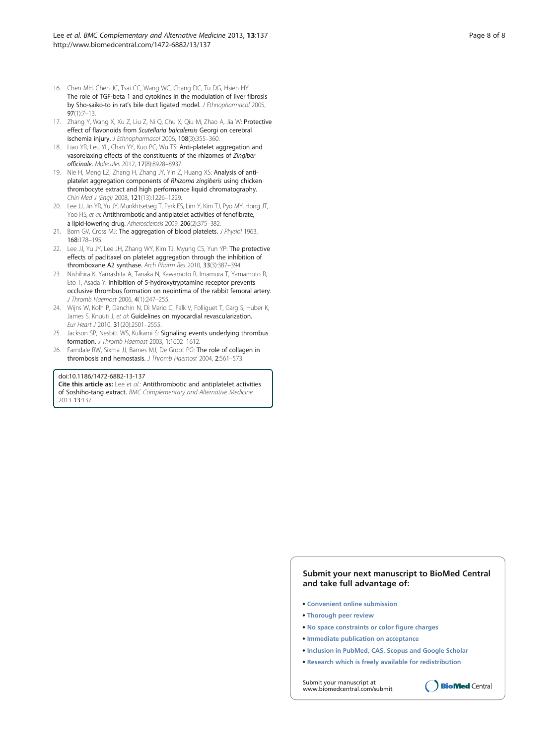16. Chen MH, Chen JC, Tsai CC, Wang WC, Chang DC, Tu DG, Hsieh HY: The role of TGF-beta 1 and cytokines in the modulation of liver fibrosis by Sho-saiko-to in rat's bile duct ligated model. *J Ethnopharmacol* 2005, **97**(1):7–13.
17. Zhang Y, Wang X, Xu Z, Liu Z, Ni Q, Chu X, Qiu M, Zhao A, Jia W: Protective effect of flavonoids from *Scutellaria baicalensis* Georgi on cerebral ischemia injury. *J Ethnopharmacol* 2006, **108**(3):355–360.
18. Liao YR, Leu YL, Chan YY, Kuo PC, Wu TS: Anti-platelet aggregation and vasorelaxing effects of the constituents of the rhizomes of *Zingiber officinale*. *Molecules* 2012, **17**(8):8928–8937.
19. Nie H, Meng LZ, Zhang H, Zhang JY, Yin Z, Huang XS: Analysis of anti-platelet aggregation components of *Rhizoma zingiberis* using chicken thrombocyte extract and high performance liquid chromatography. *Chin Med J (Engl)* 2008, **121**(13):1226–1229.
20. Lee JJ, Jin YR, Yu JY, Munkhtsetseg T, Park ES, Lim Y, Kim TJ, Pyo MY, Hong JT, Yoo HS, *et al*: Antithrombotic and antiplatelet activities of fenofibrate, a lipid-lowering drug. *Atherosclerosis* 2009, **206**(2):375–382.
21. Born GV, Cross MJ: The aggregation of blood platelets. *J Physiol* 1963, **168**:178–195.
22. Lee JJ, Yu JY, Lee JH, Zhang WY, Kim TJ, Myung CS, Yun YP: The protective effects of paclitaxel on platelet aggregation through the inhibition of thromboxane A2 synthase. *Arch Pharm Res* 2010, **33**(3):387–394.
23. Nishihira K, Yamashita A, Tanaka N, Kawamoto R, Imamura T, Yamamoto R, Eto T, Asada Y: Inhibition of 5-hydroxytryptamine receptor prevents occlusive thrombus formation on neointima of the rabbit femoral artery. *J Thromb Haemost* 2006, **4**(1):247–255.
24. Wijns W, Kolh P, Danchin N, Di Mario C, Falk V, Folliguet T, Garg S, Huber K, James S, Knuuti J, *et al*: Guidelines on myocardial revascularization. *Eur Heart J* 2010, **31**(20):2501–2555.
25. Jackson SP, Nesbitt WS, Kulkarni S: Signaling events underlying thrombus formation. *J Thromb Haemost* 2003, **1**:1602–1612.
26. Farndale RW, Sixma JJ, Barnes MJ, De Groot PG: The role of collagen in thrombosis and hemostasis. *J Thromb Haemost* 2004, **2**:561–573.

doi:10.1186/1472-6882-13-137

**Cite this article as:** Lee *et al.*: Antithrombotic and antiplatelet activities of Soshiho-tang extract. *BMC Complementary and Alternative Medicine* 2013 **13**:137.

**Submit your next manuscript to BioMed Central and take full advantage of:**

- **Convenient online submission**
- **Thorough peer review**
- **No space constraints or color figure charges**
- **Immediate publication on acceptance**
- **Inclusion in PubMed, CAS, Scopus and Google Scholar**
- **Research which is freely available for redistribution**

Submit your manuscript at
www.biomedcentral.com/submit

BioMed Central